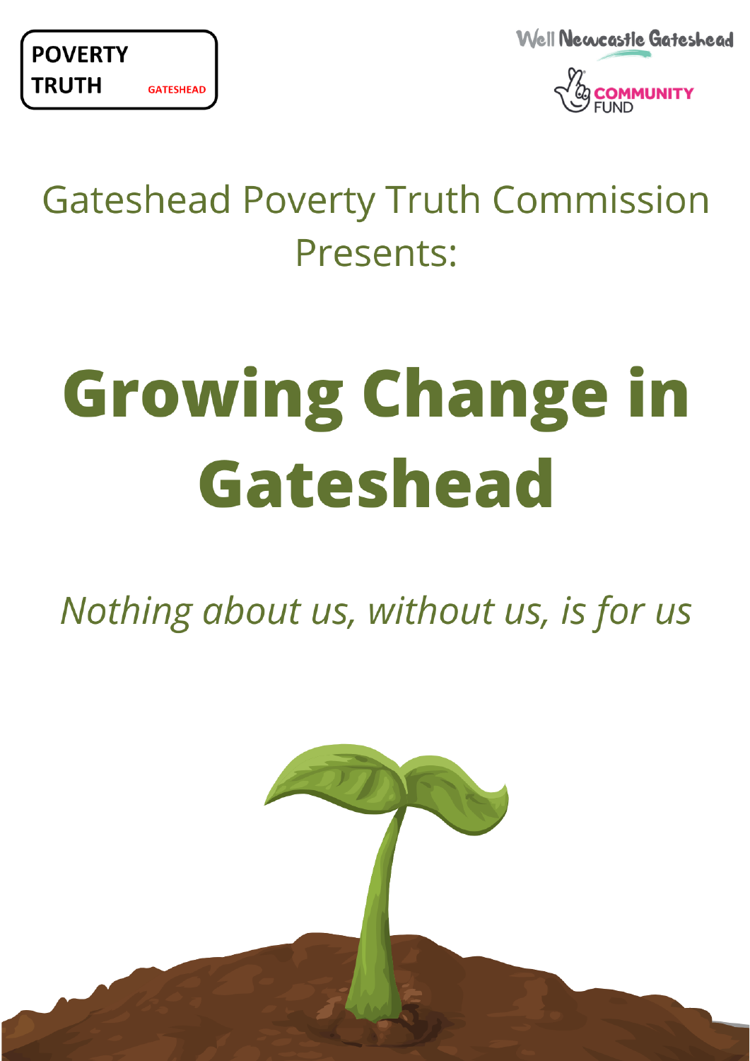POVERTY TRUTH GATESHEAD

Well Newcastle Gateshead

COMMUNITY FUND

Gateshead Poverty Truth Commission Presents:

# Growing Change in Gateshead

*Nothing about us, without us, is for us*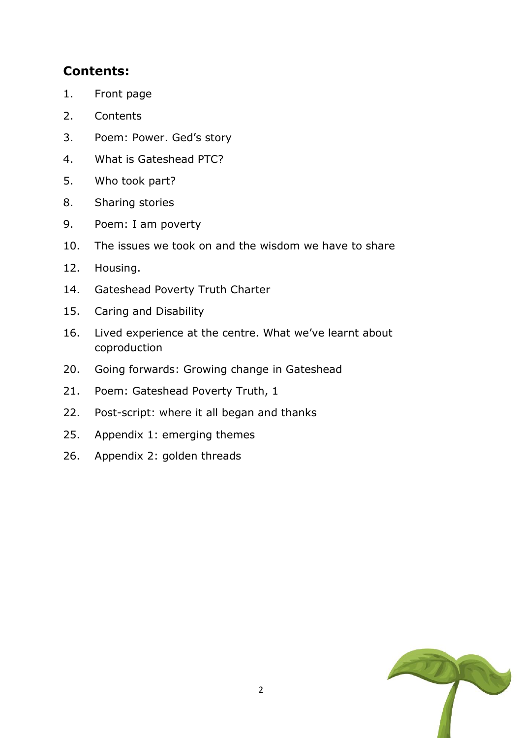**Contents:**

1. Front page
2. Contents
3. Poem: Power. Ged's story
4. What is Gateshead PTC?
5. Who took part?
8. Sharing stories
9. Poem: I am poverty
10. The issues we took on and the wisdom we have to share
12. Housing.
14. Gateshead Poverty Truth Charter
15. Caring and Disability
16. Lived experience at the centre. What we've learnt about coproduction
20. Going forwards: Growing change in Gateshead
21. Poem: Gateshead Poverty Truth, 1
22. Post-script: where it all began and thanks
25. Appendix 1: emerging themes
26. Appendix 2: golden threads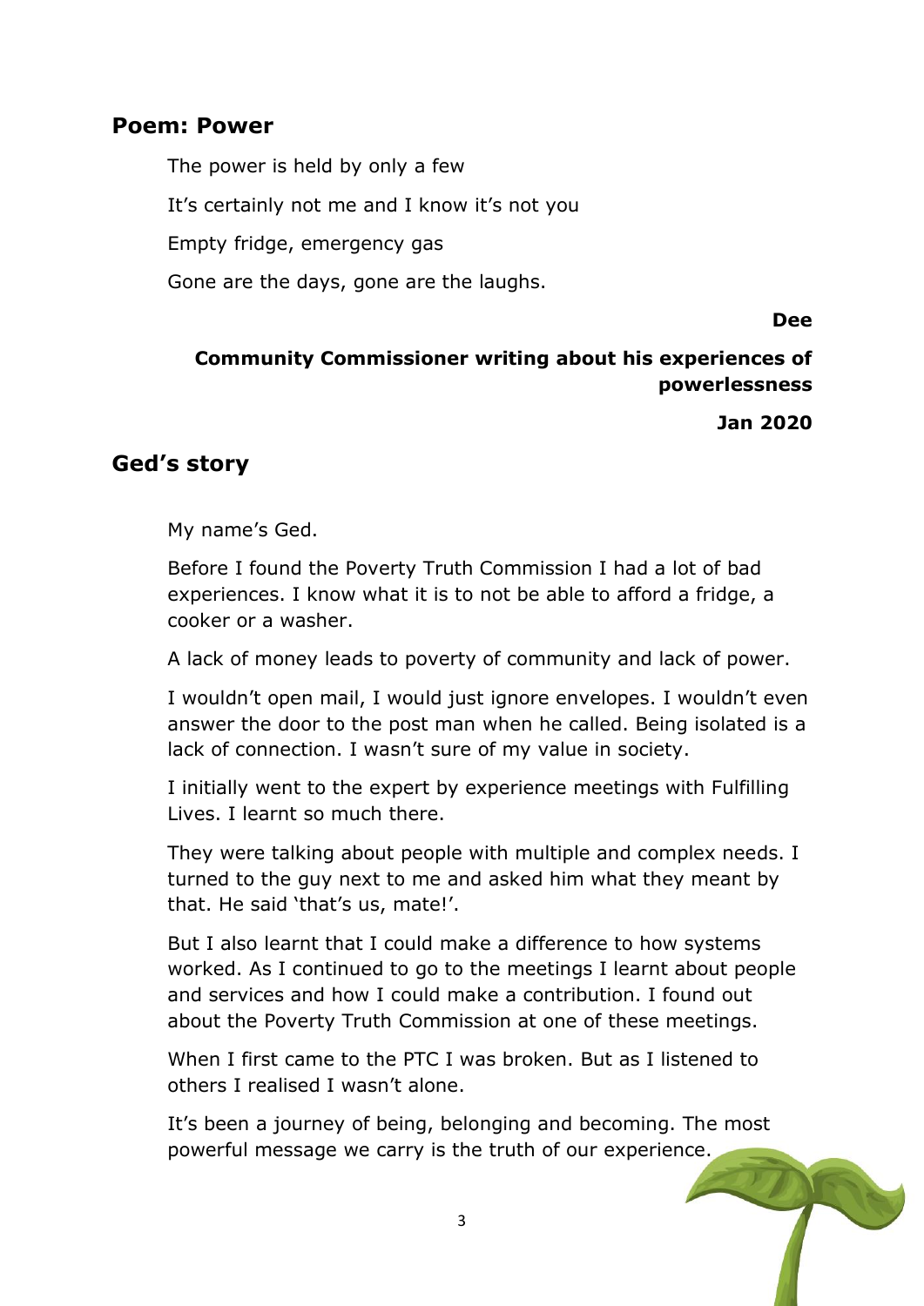## Poem: Power

The power is held by only a few

It's certainly not me and I know it's not you

Empty fridge, emergency gas

Gone are the days, gone are the laughs.

**Dee**

**Community Commissioner writing about his experiences of powerlessness**

**Jan 2020**

## Ged's story

My name's Ged.

Before I found the Poverty Truth Commission I had a lot of bad experiences. I know what it is to not be able to afford a fridge, a cooker or a washer.

A lack of money leads to poverty of community and lack of power.

I wouldn't open mail, I would just ignore envelopes. I wouldn't even answer the door to the post man when he called. Being isolated is a lack of connection. I wasn't sure of my value in society.

I initially went to the expert by experience meetings with Fulfilling Lives. I learnt so much there.

They were talking about people with multiple and complex needs. I turned to the guy next to me and asked him what they meant by that. He said 'that's us, mate!'.

But I also learnt that I could make a difference to how systems worked. As I continued to go to the meetings I learnt about people and services and how I could make a contribution. I found out about the Poverty Truth Commission at one of these meetings.

When I first came to the PTC I was broken. But as I listened to others I realised I wasn't alone.

It's been a journey of being, belonging and becoming. The most powerful message we carry is the truth of our experience.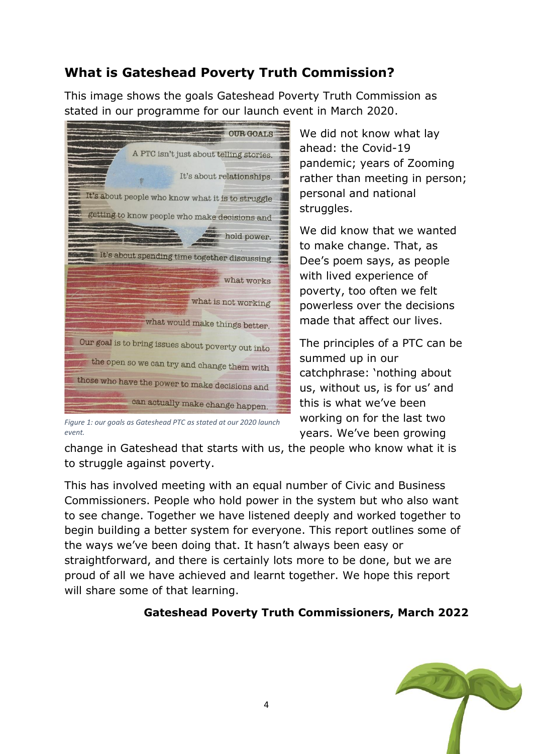## What is Gateshead Poverty Truth Commission?

This image shows the goals Gateshead Poverty Truth Commission as stated in our programme for our launch event in March 2020.

OUR GOALS

A PTC isn't just about telling stories.

It's about relationships.

It's about people who know what it is to struggle getting to know people who make decisions and hold power.

It's about spending time together discussing what works what is not working what would make things better.

Our goal is to bring issues about poverty out into the open so we can try and change them with those who have the power to make decisions and can actually make change happen.

*Figure 1: our goals as Gateshead PTC as stated at our 2020 launch event.*

We did not know what lay ahead: the Covid-19 pandemic; years of Zooming rather than meeting in person; personal and national struggles.

We did know that we wanted to make change. That, as Dee's poem says, as people with lived experience of poverty, too often we felt powerless over the decisions made that affect our lives.

The principles of a PTC can be summed up in our catchphrase: 'nothing about us, without us, is for us' and this is what we've been working on for the last two years. We've been growing change in Gateshead that starts with us, the people who know what it is to struggle against poverty.

This has involved meeting with an equal number of Civic and Business Commissioners. People who hold power in the system but who also want to see change. Together we have listened deeply and worked together to begin building a better system for everyone. This report outlines some of the ways we've been doing that. It hasn't always been easy or straightforward, and there is certainly lots more to be done, but we are proud of all we have achieved and learnt together. We hope this report will share some of that learning.

**Gateshead Poverty Truth Commissioners, March 2022**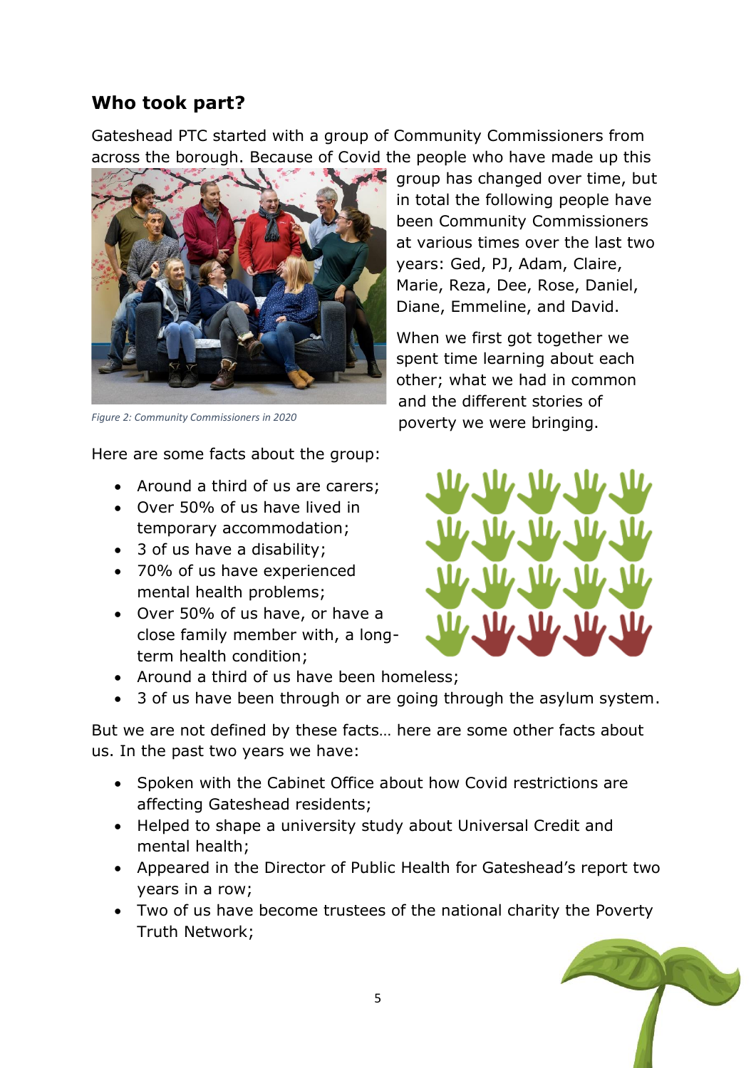## Who took part?

Gateshead PTC started with a group of Community Commissioners from across the borough. Because of Covid the people who have made up this group has changed over time, but in total the following people have been Community Commissioners at various times over the last two years: Ged, PJ, Adam, Claire, Marie, Reza, Dee, Rose, Daniel, Diane, Emmeline, and David.

*Figure 2: Community Commissioners in 2020*

When we first got together we spent time learning about each other; what we had in common and the different stories of poverty we were bringing.

Here are some facts about the group:

- Around a third of us are carers;
- Over 50% of us have lived in temporary accommodation;
- 3 of us have a disability;
- 70% of us have experienced mental health problems;
- Over 50% of us have, or have a close family member with, a long-term health condition;
- Around a third of us have been homeless;
- 3 of us have been through or are going through the asylum system.

But we are not defined by these facts… here are some other facts about us. In the past two years we have:

- Spoken with the Cabinet Office about how Covid restrictions are affecting Gateshead residents;
- Helped to shape a university study about Universal Credit and mental health;
- Appeared in the Director of Public Health for Gateshead's report two years in a row;
- Two of us have become trustees of the national charity the Poverty Truth Network;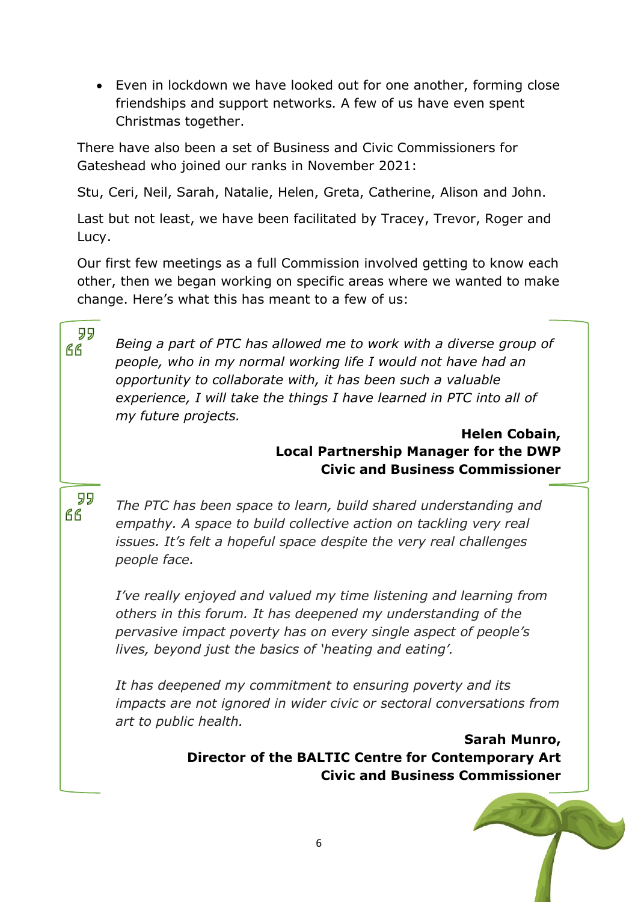- Even in lockdown we have looked out for one another, forming close friendships and support networks. A few of us have even spent Christmas together.

There have also been a set of Business and Civic Commissioners for Gateshead who joined our ranks in November 2021:

Stu, Ceri, Neil, Sarah, Natalie, Helen, Greta, Catherine, Alison and John.

Last but not least, we have been facilitated by Tracey, Trevor, Roger and Lucy.

Our first few meetings as a full Commission involved getting to know each other, then we began working on specific areas where we wanted to make change. Here's what this has meant to a few of us:

> *Being a part of PTC has allowed me to work with a diverse group of people, who in my normal working life I would not have had an opportunity to collaborate with, it has been such a valuable experience, I will take the things I have learned in PTC into all of my future projects.*
>
> **Helen Cobain,**
> **Local Partnership Manager for the DWP**
> **Civic and Business Commissioner**

> *The PTC has been space to learn, build shared understanding and empathy. A space to build collective action on tackling very real issues. It's felt a hopeful space despite the very real challenges people face.*
>
> *I've really enjoyed and valued my time listening and learning from others in this forum. It has deepened my understanding of the pervasive impact poverty has on every single aspect of people's lives, beyond just the basics of 'heating and eating'.*
>
> *It has deepened my commitment to ensuring poverty and its impacts are not ignored in wider civic or sectoral conversations from art to public health.*
>
> **Sarah Munro,**
> **Director of the BALTIC Centre for Contemporary Art**
> **Civic and Business Commissioner**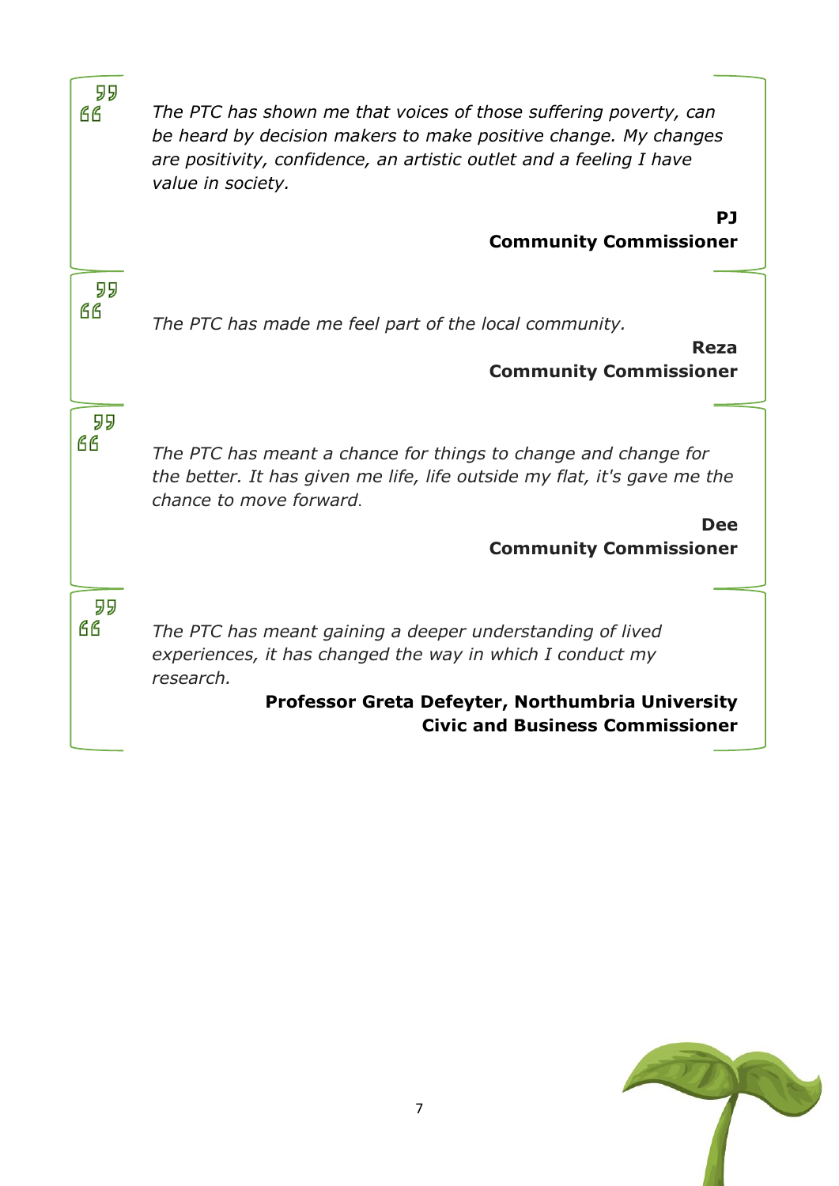*The PTC has shown me that voices of those suffering poverty, can be heard by decision makers to make positive change. My changes are positivity, confidence, an artistic outlet and a feeling I have value in society.*

**PJ**
**Community Commissioner**

*The PTC has made me feel part of the local community.*

**Reza**
**Community Commissioner**

*The PTC has meant a chance for things to change and change for the better. It has given me life, life outside my flat, it's gave me the chance to move forward.*

**Dee**
**Community Commissioner**

*The PTC has meant gaining a deeper understanding of lived experiences, it has changed the way in which I conduct my research.*

**Professor Greta Defeyter, Northumbria University**
**Civic and Business Commissioner**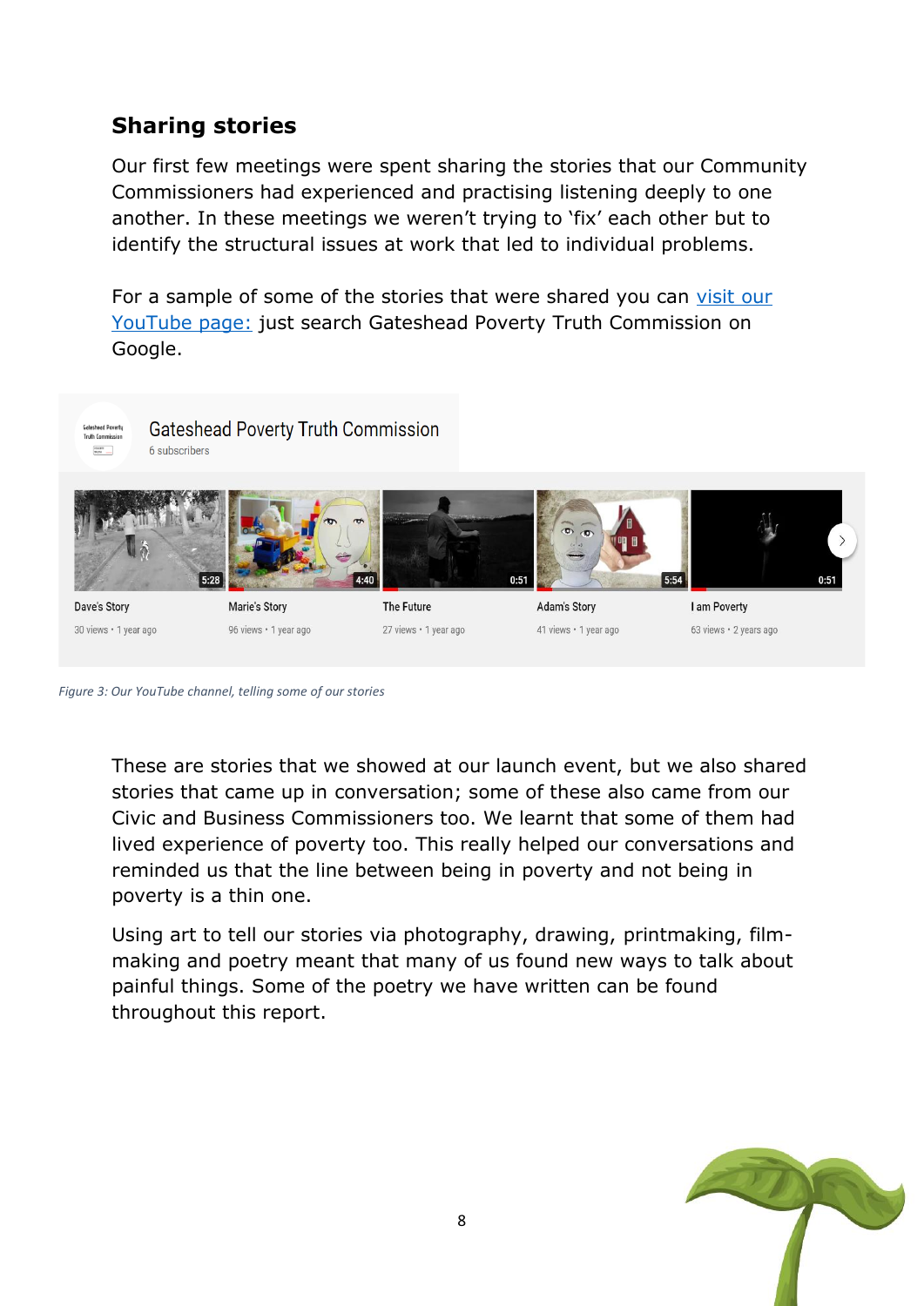## Sharing stories

Our first few meetings were spent sharing the stories that our Community Commissioners had experienced and practising listening deeply to one another. In these meetings we weren't trying to 'fix' each other but to identify the structural issues at work that led to individual problems.

For a sample of some of the stories that were shared you can visit our YouTube page: just search Gateshead Poverty Truth Commission on Google.

*Figure 3: Our YouTube channel, telling some of our stories*

These are stories that we showed at our launch event, but we also shared stories that came up in conversation; some of these also came from our Civic and Business Commissioners too. We learnt that some of them had lived experience of poverty too. This really helped our conversations and reminded us that the line between being in poverty and not being in poverty is a thin one.

Using art to tell our stories via photography, drawing, printmaking, film-making and poetry meant that many of us found new ways to talk about painful things. Some of the poetry we have written can be found throughout this report.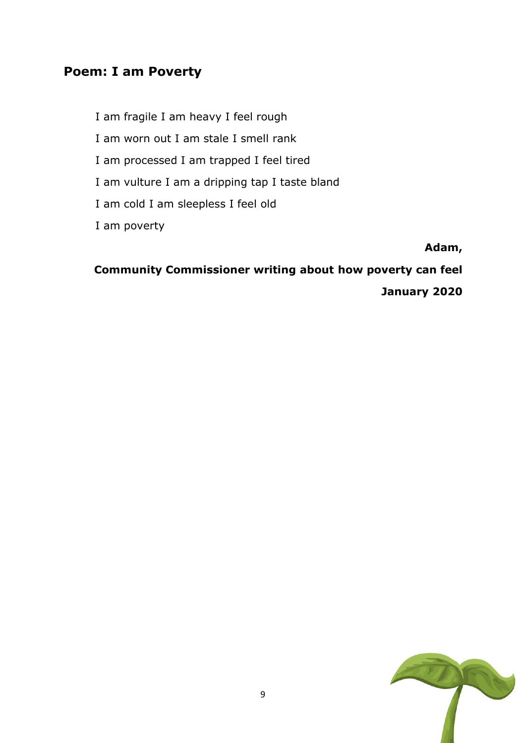## Poem: I am Poverty

I am fragile I am heavy I feel rough

I am worn out I am stale I smell rank

I am processed I am trapped I feel tired

I am vulture I am a dripping tap I taste bland

I am cold I am sleepless I feel old

I am poverty

**Adam,**

**Community Commissioner writing about how poverty can feel**

**January 2020**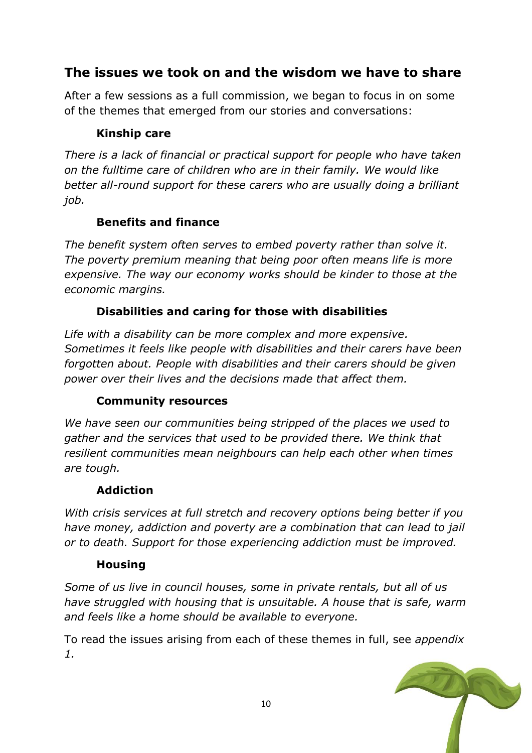## The issues we took on and the wisdom we have to share

After a few sessions as a full commission, we began to focus in on some of the themes that emerged from our stories and conversations:

### Kinship care

*There is a lack of financial or practical support for people who have taken on the fulltime care of children who are in their family. We would like better all-round support for these carers who are usually doing a brilliant job.*

### Benefits and finance

*The benefit system often serves to embed poverty rather than solve it. The poverty premium meaning that being poor often means life is more expensive. The way our economy works should be kinder to those at the economic margins.*

### Disabilities and caring for those with disabilities

*Life with a disability can be more complex and more expensive. Sometimes it feels like people with disabilities and their carers have been forgotten about. People with disabilities and their carers should be given power over their lives and the decisions made that affect them.*

### Community resources

*We have seen our communities being stripped of the places we used to gather and the services that used to be provided there. We think that resilient communities mean neighbours can help each other when times are tough.*

### Addiction

*With crisis services at full stretch and recovery options being better if you have money, addiction and poverty are a combination that can lead to jail or to death. Support for those experiencing addiction must be improved.*

### Housing

*Some of us live in council houses, some in private rentals, but all of us have struggled with housing that is unsuitable. A house that is safe, warm and feels like a home should be available to everyone.*

To read the issues arising from each of these themes in full, see *appendix 1.*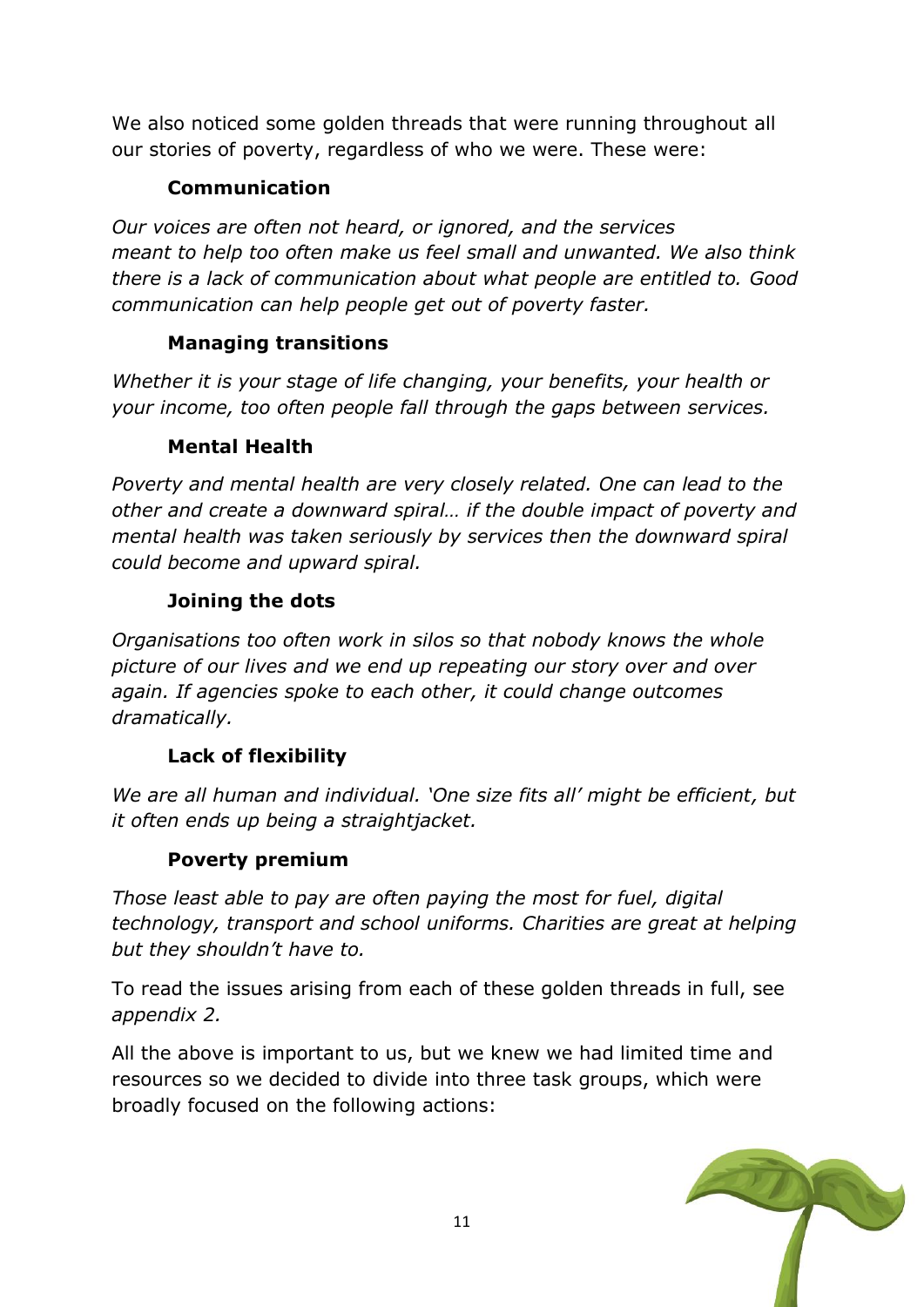We also noticed some golden threads that were running throughout all our stories of poverty, regardless of who we were. These were:

**Communication**

*Our voices are often not heard, or ignored, and the services meant to help too often make us feel small and unwanted. We also think there is a lack of communication about what people are entitled to. Good communication can help people get out of poverty faster.*

**Managing transitions**

*Whether it is your stage of life changing, your benefits, your health or your income, too often people fall through the gaps between services.*

**Mental Health**

*Poverty and mental health are very closely related. One can lead to the other and create a downward spiral… if the double impact of poverty and mental health was taken seriously by services then the downward spiral could become and upward spiral.*

**Joining the dots**

*Organisations too often work in silos so that nobody knows the whole picture of our lives and we end up repeating our story over and over again. If agencies spoke to each other, it could change outcomes dramatically.*

**Lack of flexibility**

*We are all human and individual. 'One size fits all' might be efficient, but it often ends up being a straightjacket.*

**Poverty premium**

*Those least able to pay are often paying the most for fuel, digital technology, transport and school uniforms. Charities are great at helping but they shouldn't have to.*

To read the issues arising from each of these golden threads in full, see *appendix 2.*

All the above is important to us, but we knew we had limited time and resources so we decided to divide into three task groups, which were broadly focused on the following actions: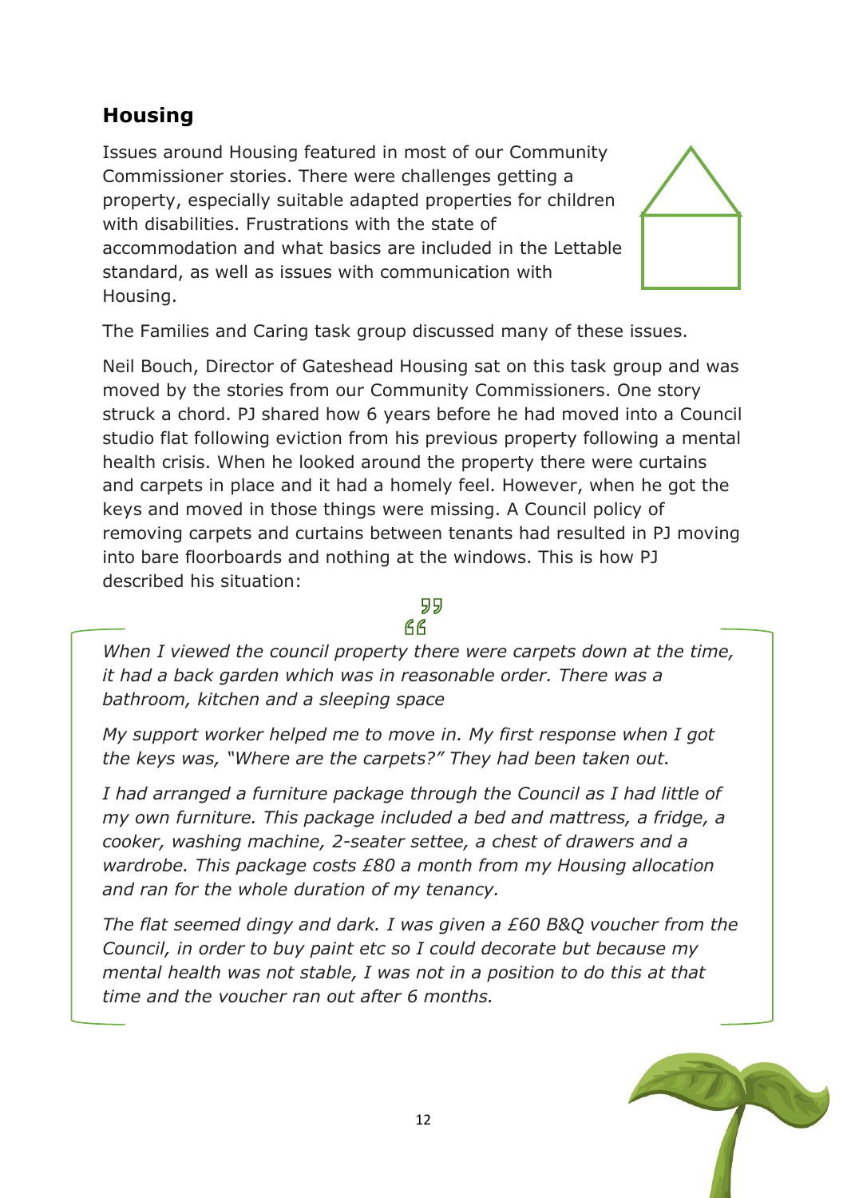## Housing

Issues around Housing featured in most of our Community Commissioner stories. There were challenges getting a property, especially suitable adapted properties for children with disabilities. Frustrations with the state of accommodation and what basics are included in the Lettable standard, as well as issues with communication with Housing.

The Families and Caring task group discussed many of these issues.

Neil Bouch, Director of Gateshead Housing sat on this task group and was moved by the stories from our Community Commissioners. One story struck a chord. PJ shared how 6 years before he had moved into a Council studio flat following eviction from his previous property following a mental health crisis. When he looked around the property there were curtains and carpets in place and it had a homely feel. However, when he got the keys and moved in those things were missing. A Council policy of removing carpets and curtains between tenants had resulted in PJ moving into bare floorboards and nothing at the windows. This is how PJ described his situation:

> *When I viewed the council property there were carpets down at the time, it had a back garden which was in reasonable order. There was a bathroom, kitchen and a sleeping space*
>
> *My support worker helped me to move in. My first response when I got the keys was, "Where are the carpets?" They had been taken out.*
>
> *I had arranged a furniture package through the Council as I had little of my own furniture. This package included a bed and mattress, a fridge, a cooker, washing machine, 2-seater settee, a chest of drawers and a wardrobe. This package costs £80 a month from my Housing allocation and ran for the whole duration of my tenancy.*
>
> *The flat seemed dingy and dark. I was given a £60 B&Q voucher from the Council, in order to buy paint etc so I could decorate but because my mental health was not stable, I was not in a position to do this at that time and the voucher ran out after 6 months.*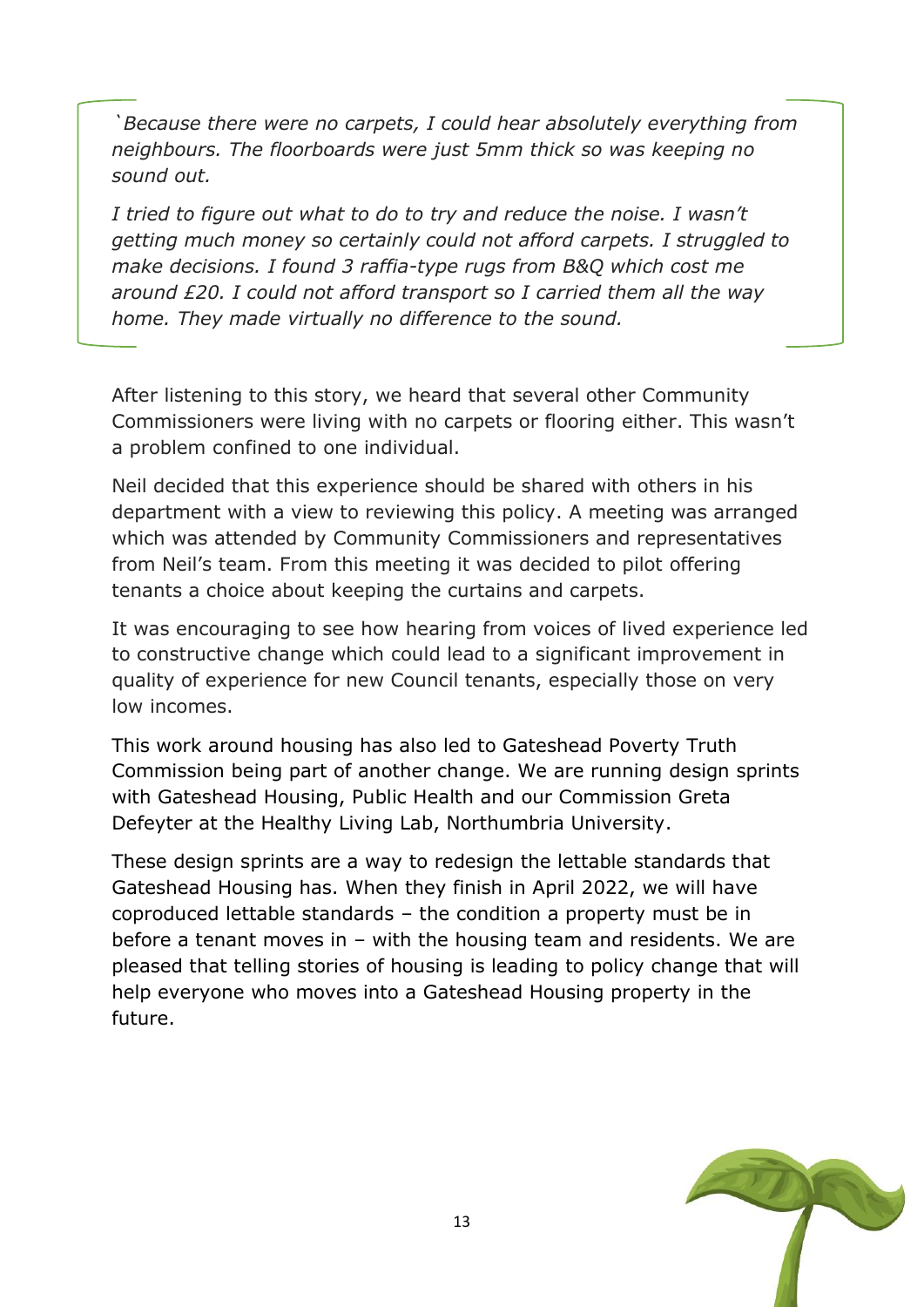*`Because there were no carpets, I could hear absolutely everything from neighbours. The floorboards were just 5mm thick so was keeping no sound out.*

*I tried to figure out what to do to try and reduce the noise. I wasn't getting much money so certainly could not afford carpets. I struggled to make decisions. I found 3 raffia-type rugs from B&Q which cost me around £20. I could not afford transport so I carried them all the way home. They made virtually no difference to the sound.*

After listening to this story, we heard that several other Community Commissioners were living with no carpets or flooring either. This wasn't a problem confined to one individual.

Neil decided that this experience should be shared with others in his department with a view to reviewing this policy. A meeting was arranged which was attended by Community Commissioners and representatives from Neil's team. From this meeting it was decided to pilot offering tenants a choice about keeping the curtains and carpets.

It was encouraging to see how hearing from voices of lived experience led to constructive change which could lead to a significant improvement in quality of experience for new Council tenants, especially those on very low incomes.

This work around housing has also led to Gateshead Poverty Truth Commission being part of another change. We are running design sprints with Gateshead Housing, Public Health and our Commission Greta Defeyter at the Healthy Living Lab, Northumbria University.

These design sprints are a way to redesign the lettable standards that Gateshead Housing has. When they finish in April 2022, we will have coproduced lettable standards – the condition a property must be in before a tenant moves in – with the housing team and residents. We are pleased that telling stories of housing is leading to policy change that will help everyone who moves into a Gateshead Housing property in the future.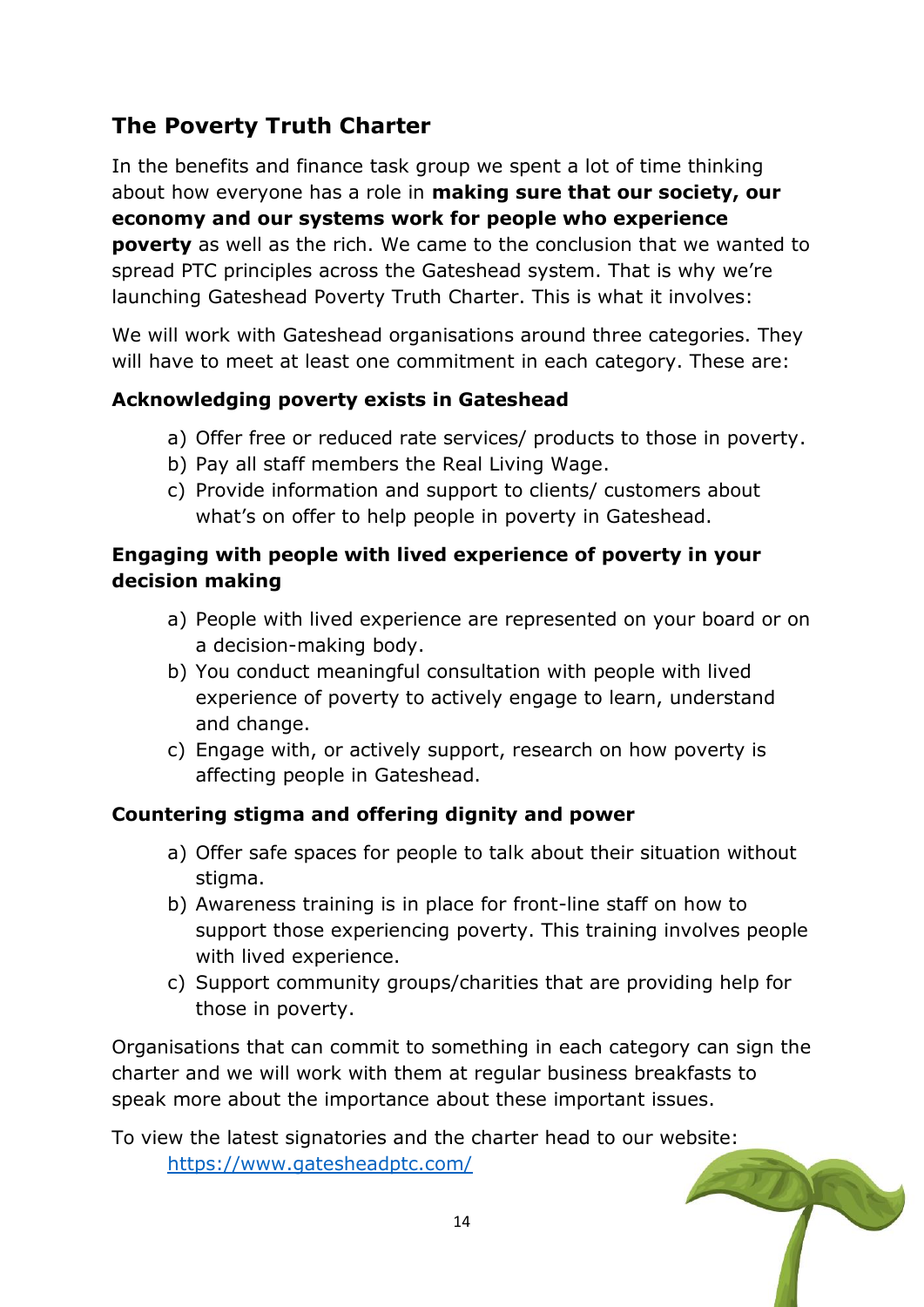## The Poverty Truth Charter

In the benefits and finance task group we spent a lot of time thinking about how everyone has a role in **making sure that our society, our economy and our systems work for people who experience poverty** as well as the rich. We came to the conclusion that we wanted to spread PTC principles across the Gateshead system. That is why we're launching Gateshead Poverty Truth Charter. This is what it involves:

We will work with Gateshead organisations around three categories. They will have to meet at least one commitment in each category. These are:

**Acknowledging poverty exists in Gateshead**

a) Offer free or reduced rate services/ products to those in poverty.
b) Pay all staff members the Real Living Wage.
c) Provide information and support to clients/ customers about what's on offer to help people in poverty in Gateshead.

**Engaging with people with lived experience of poverty in your decision making**

a) People with lived experience are represented on your board or on a decision-making body.
b) You conduct meaningful consultation with people with lived experience of poverty to actively engage to learn, understand and change.
c) Engage with, or actively support, research on how poverty is affecting people in Gateshead.

**Countering stigma and offering dignity and power**

a) Offer safe spaces for people to talk about their situation without stigma.
b) Awareness training is in place for front-line staff on how to support those experiencing poverty. This training involves people with lived experience.
c) Support community groups/charities that are providing help for those in poverty.

Organisations that can commit to something in each category can sign the charter and we will work with them at regular business breakfasts to speak more about the importance about these important issues.

To view the latest signatories and the charter head to our website: [https://www.gatesheadptc.com/](https://www.gatesheadptc.com/)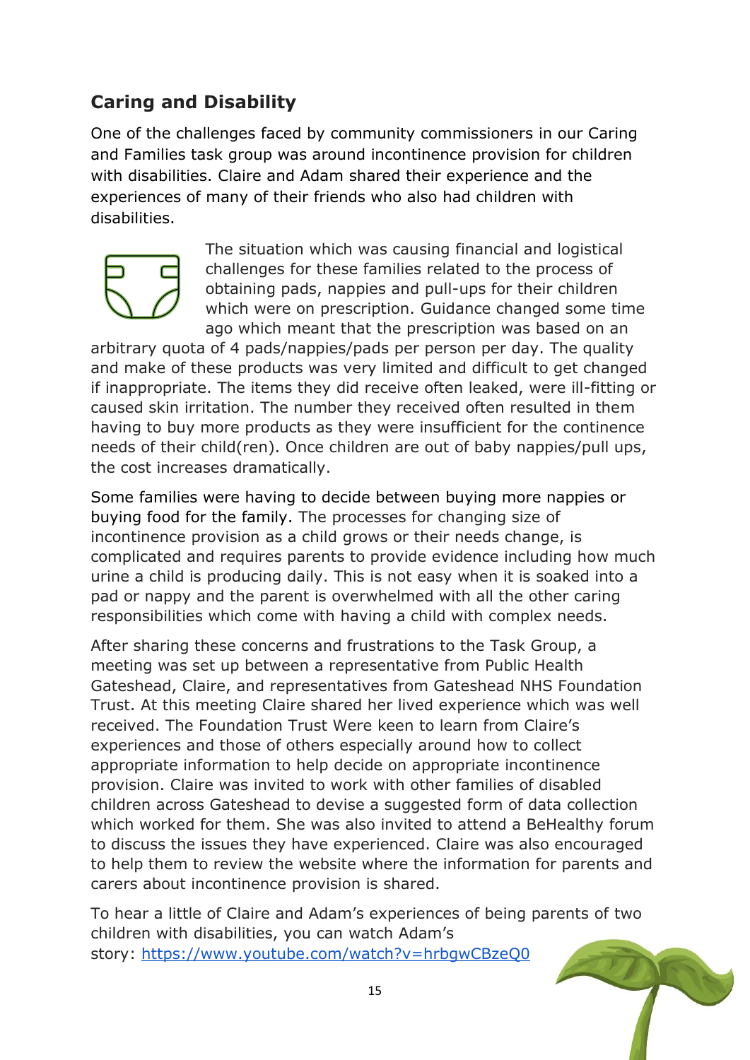## Caring and Disability

One of the challenges faced by community commissioners in our Caring and Families task group was around incontinence provision for children with disabilities. Claire and Adam shared their experience and the experiences of many of their friends who also had children with disabilities.

The situation which was causing financial and logistical challenges for these families related to the process of obtaining pads, nappies and pull-ups for their children which were on prescription. Guidance changed some time ago which meant that the prescription was based on an arbitrary quota of 4 pads/nappies/pads per person per day. The quality and make of these products was very limited and difficult to get changed if inappropriate. The items they did receive often leaked, were ill-fitting or caused skin irritation. The number they received often resulted in them having to buy more products as they were insufficient for the continence needs of their child(ren). Once children are out of baby nappies/pull ups, the cost increases dramatically.

Some families were having to decide between buying more nappies or buying food for the family. The processes for changing size of incontinence provision as a child grows or their needs change, is complicated and requires parents to provide evidence including how much urine a child is producing daily. This is not easy when it is soaked into a pad or nappy and the parent is overwhelmed with all the other caring responsibilities which come with having a child with complex needs.

After sharing these concerns and frustrations to the Task Group, a meeting was set up between a representative from Public Health Gateshead, Claire, and representatives from Gateshead NHS Foundation Trust. At this meeting Claire shared her lived experience which was well received. The Foundation Trust Were keen to learn from Claire's experiences and those of others especially around how to collect appropriate information to help decide on appropriate incontinence provision. Claire was invited to work with other families of disabled children across Gateshead to devise a suggested form of data collection which worked for them. She was also invited to attend a BeHealthy forum to discuss the issues they have experienced. Claire was also encouraged to help them to review the website where the information for parents and carers about incontinence provision is shared.

To hear a little of Claire and Adam's experiences of being parents of two children with disabilities, you can watch Adam's story: [https://www.youtube.com/watch?v=hrbgwCBzeQ0](https://www.youtube.com/watch?v=hrbgwCBzeQ0)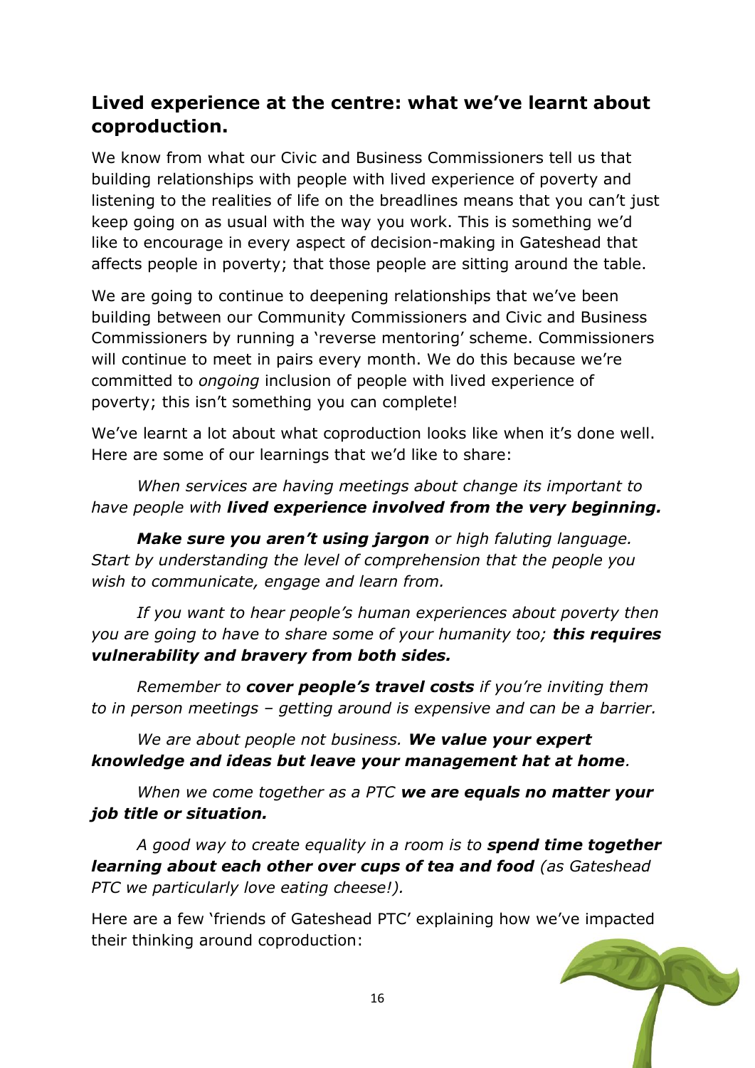## Lived experience at the centre: what we've learnt about coproduction.

We know from what our Civic and Business Commissioners tell us that building relationships with people with lived experience of poverty and listening to the realities of life on the breadlines means that you can't just keep going on as usual with the way you work. This is something we'd like to encourage in every aspect of decision-making in Gateshead that affects people in poverty; that those people are sitting around the table.

We are going to continue to deepening relationships that we've been building between our Community Commissioners and Civic and Business Commissioners by running a 'reverse mentoring' scheme. Commissioners will continue to meet in pairs every month. We do this because we're committed to *ongoing* inclusion of people with lived experience of poverty; this isn't something you can complete!

We've learnt a lot about what coproduction looks like when it's done well. Here are some of our learnings that we'd like to share:

*When services are having meetings about change its important to have people with **lived experience involved from the very beginning.***

***Make sure you aren't using jargon** or high faluting language. Start by understanding the level of comprehension that the people you wish to communicate, engage and learn from.*

*If you want to hear people's human experiences about poverty then you are going to have to share some of your humanity too; **this requires vulnerability and bravery from both sides.***

*Remember to **cover people's travel costs** if you're inviting them to in person meetings – getting around is expensive and can be a barrier.*

*We are about people not business. **We value your expert knowledge and ideas but leave your management hat at home**.*

*When we come together as a PTC **we are equals no matter your job title or situation.***

*A good way to create equality in a room is to **spend time together learning about each other over cups of tea and food** (as Gateshead PTC we particularly love eating cheese!).*

Here are a few 'friends of Gateshead PTC' explaining how we've impacted their thinking around coproduction: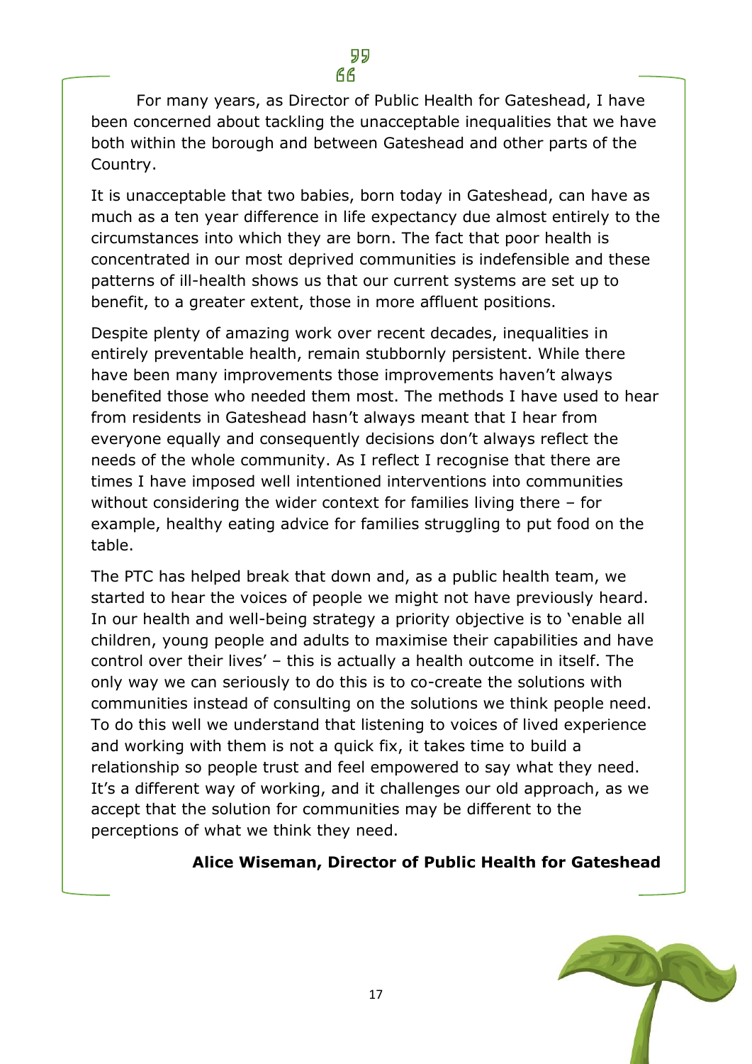For many years, as Director of Public Health for Gateshead, I have been concerned about tackling the unacceptable inequalities that we have both within the borough and between Gateshead and other parts of the Country.

It is unacceptable that two babies, born today in Gateshead, can have as much as a ten year difference in life expectancy due almost entirely to the circumstances into which they are born. The fact that poor health is concentrated in our most deprived communities is indefensible and these patterns of ill-health shows us that our current systems are set up to benefit, to a greater extent, those in more affluent positions.

Despite plenty of amazing work over recent decades, inequalities in entirely preventable health, remain stubbornly persistent. While there have been many improvements those improvements haven't always benefited those who needed them most. The methods I have used to hear from residents in Gateshead hasn't always meant that I hear from everyone equally and consequently decisions don't always reflect the needs of the whole community. As I reflect I recognise that there are times I have imposed well intentioned interventions into communities without considering the wider context for families living there – for example, healthy eating advice for families struggling to put food on the table.

The PTC has helped break that down and, as a public health team, we started to hear the voices of people we might not have previously heard. In our health and well-being strategy a priority objective is to 'enable all children, young people and adults to maximise their capabilities and have control over their lives' – this is actually a health outcome in itself. The only way we can seriously to do this is to co-create the solutions with communities instead of consulting on the solutions we think people need. To do this well we understand that listening to voices of lived experience and working with them is not a quick fix, it takes time to build a relationship so people trust and feel empowered to say what they need. It's a different way of working, and it challenges our old approach, as we accept that the solution for communities may be different to the perceptions of what we think they need.

**Alice Wiseman, Director of Public Health for Gateshead**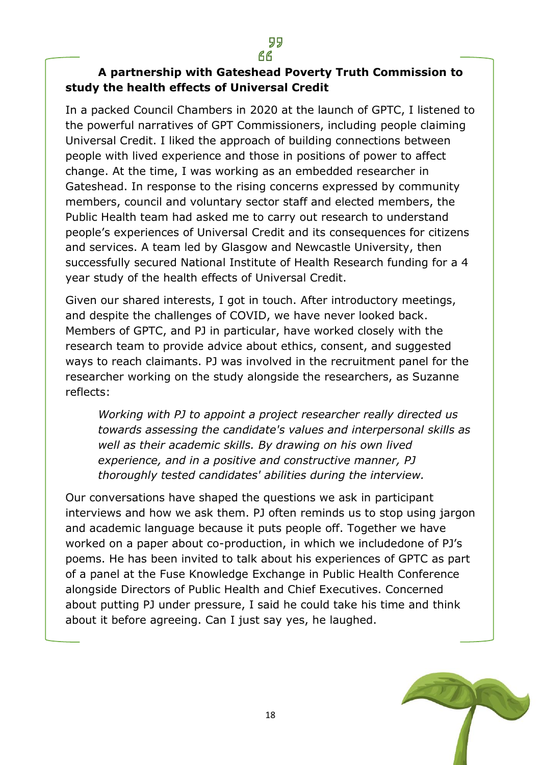**A partnership with Gateshead Poverty Truth Commission to study the health effects of Universal Credit**

In a packed Council Chambers in 2020 at the launch of GPTC, I listened to the powerful narratives of GPT Commissioners, including people claiming Universal Credit. I liked the approach of building connections between people with lived experience and those in positions of power to affect change. At the time, I was working as an embedded researcher in Gateshead. In response to the rising concerns expressed by community members, council and voluntary sector staff and elected members, the Public Health team had asked me to carry out research to understand people's experiences of Universal Credit and its consequences for citizens and services. A team led by Glasgow and Newcastle University, then successfully secured National Institute of Health Research funding for a 4 year study of the health effects of Universal Credit.

Given our shared interests, I got in touch. After introductory meetings, and despite the challenges of COVID, we have never looked back. Members of GPTC, and PJ in particular, have worked closely with the research team to provide advice about ethics, consent, and suggested ways to reach claimants. PJ was involved in the recruitment panel for the researcher working on the study alongside the researchers, as Suzanne reflects:

> *Working with PJ to appoint a project researcher really directed us towards assessing the candidate's values and interpersonal skills as well as their academic skills. By drawing on his own lived experience, and in a positive and constructive manner, PJ thoroughly tested candidates' abilities during the interview.*

Our conversations have shaped the questions we ask in participant interviews and how we ask them. PJ often reminds us to stop using jargon and academic language because it puts people off. Together we have worked on a paper about co-production, in which we includedone of PJ's poems. He has been invited to talk about his experiences of GPTC as part of a panel at the Fuse Knowledge Exchange in Public Health Conference alongside Directors of Public Health and Chief Executives. Concerned about putting PJ under pressure, I said he could take his time and think about it before agreeing. Can I just say yes, he laughed.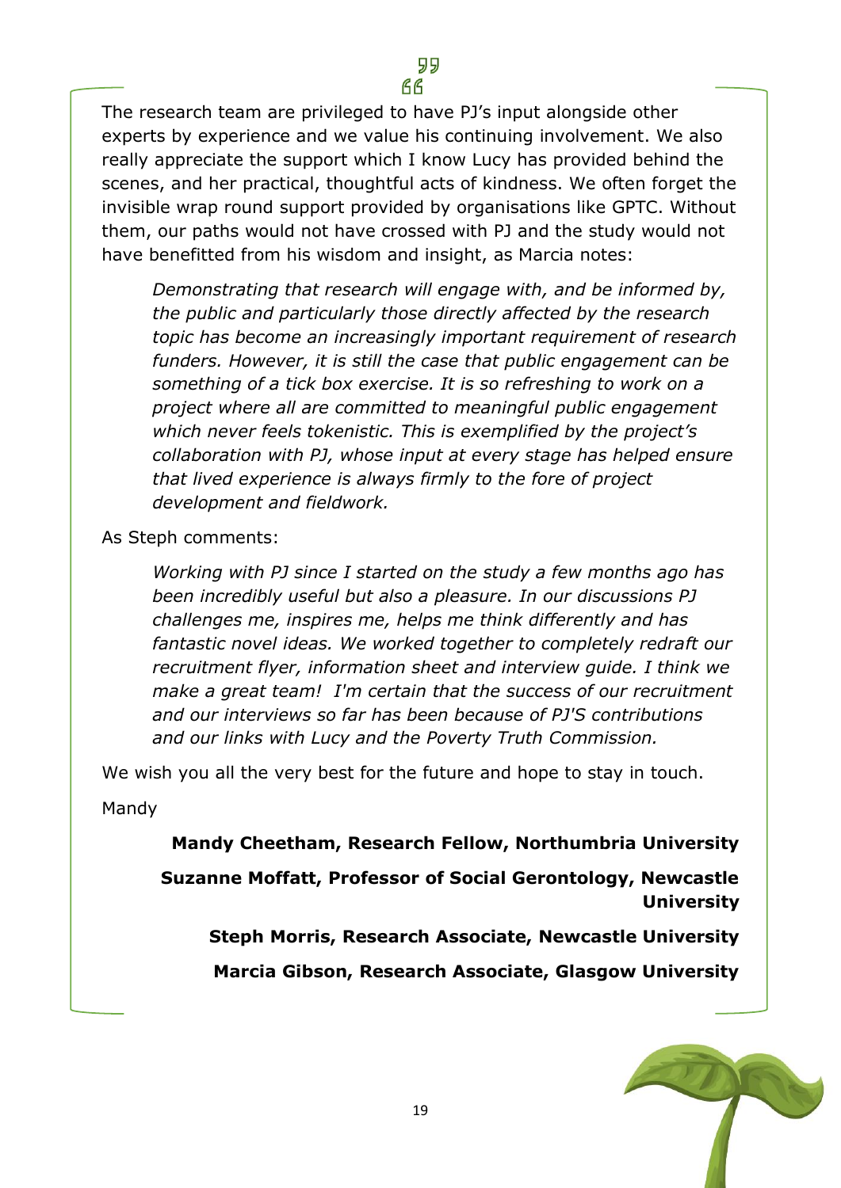The research team are privileged to have PJ's input alongside other experts by experience and we value his continuing involvement. We also really appreciate the support which I know Lucy has provided behind the scenes, and her practical, thoughtful acts of kindness. We often forget the invisible wrap round support provided by organisations like GPTC. Without them, our paths would not have crossed with PJ and the study would not have benefitted from his wisdom and insight, as Marcia notes:

> *Demonstrating that research will engage with, and be informed by, the public and particularly those directly affected by the research topic has become an increasingly important requirement of research funders. However, it is still the case that public engagement can be something of a tick box exercise. It is so refreshing to work on a project where all are committed to meaningful public engagement which never feels tokenistic. This is exemplified by the project's collaboration with PJ, whose input at every stage has helped ensure that lived experience is always firmly to the fore of project development and fieldwork.*

As Steph comments:

> *Working with PJ since I started on the study a few months ago has been incredibly useful but also a pleasure. In our discussions PJ challenges me, inspires me, helps me think differently and has fantastic novel ideas. We worked together to completely redraft our recruitment flyer, information sheet and interview guide. I think we make a great team! I'm certain that the success of our recruitment and our interviews so far has been because of PJ'S contributions and our links with Lucy and the Poverty Truth Commission.*

We wish you all the very best for the future and hope to stay in touch.

Mandy

**Mandy Cheetham, Research Fellow, Northumbria University**

**Suzanne Moffatt, Professor of Social Gerontology, Newcastle University**

**Steph Morris, Research Associate, Newcastle University**

**Marcia Gibson, Research Associate, Glasgow University**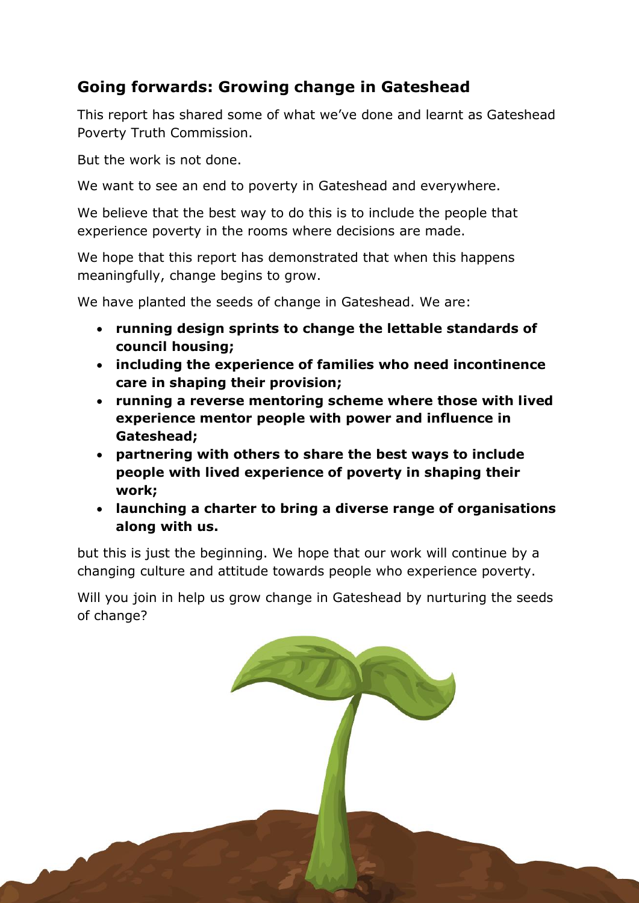## Going forwards: Growing change in Gateshead

This report has shared some of what we've done and learnt as Gateshead Poverty Truth Commission.

But the work is not done.

We want to see an end to poverty in Gateshead and everywhere.

We believe that the best way to do this is to include the people that experience poverty in the rooms where decisions are made.

We hope that this report has demonstrated that when this happens meaningfully, change begins to grow.

We have planted the seeds of change in Gateshead. We are:

- **running design sprints to change the lettable standards of council housing;**
- **including the experience of families who need incontinence care in shaping their provision;**
- **running a reverse mentoring scheme where those with lived experience mentor people with power and influence in Gateshead;**
- **partnering with others to share the best ways to include people with lived experience of poverty in shaping their work;**
- **launching a charter to bring a diverse range of organisations along with us.**

but this is just the beginning. We hope that our work will continue by a changing culture and attitude towards people who experience poverty.

Will you join in help us grow change in Gateshead by nurturing the seeds of change?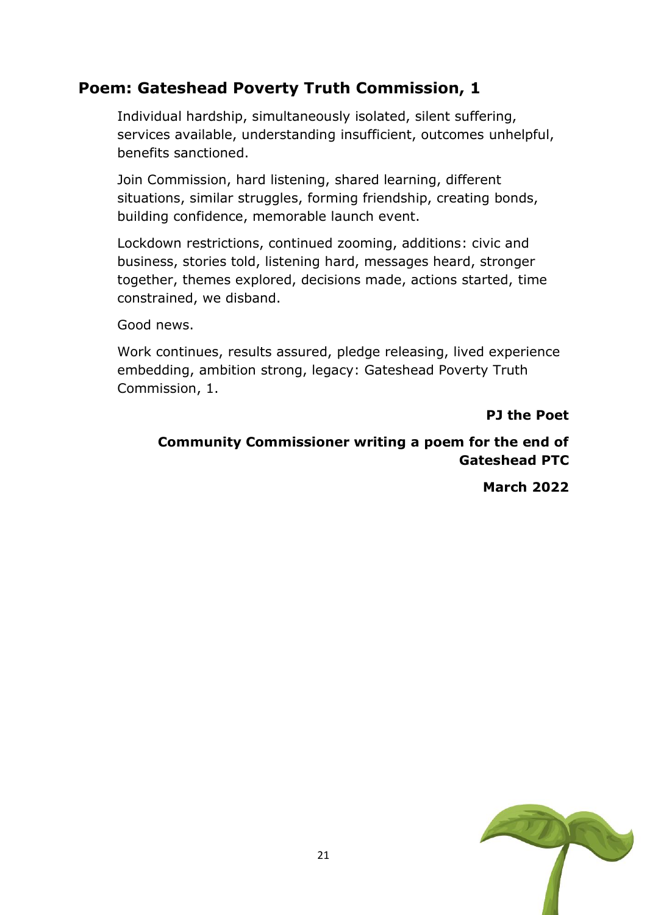## Poem: Gateshead Poverty Truth Commission, 1

Individual hardship, simultaneously isolated, silent suffering, services available, understanding insufficient, outcomes unhelpful, benefits sanctioned.

Join Commission, hard listening, shared learning, different situations, similar struggles, forming friendship, creating bonds, building confidence, memorable launch event.

Lockdown restrictions, continued zooming, additions: civic and business, stories told, listening hard, messages heard, stronger together, themes explored, decisions made, actions started, time constrained, we disband.

Good news.

Work continues, results assured, pledge releasing, lived experience embedding, ambition strong, legacy: Gateshead Poverty Truth Commission, 1.

**PJ the Poet**

**Community Commissioner writing a poem for the end of Gateshead PTC**

**March 2022**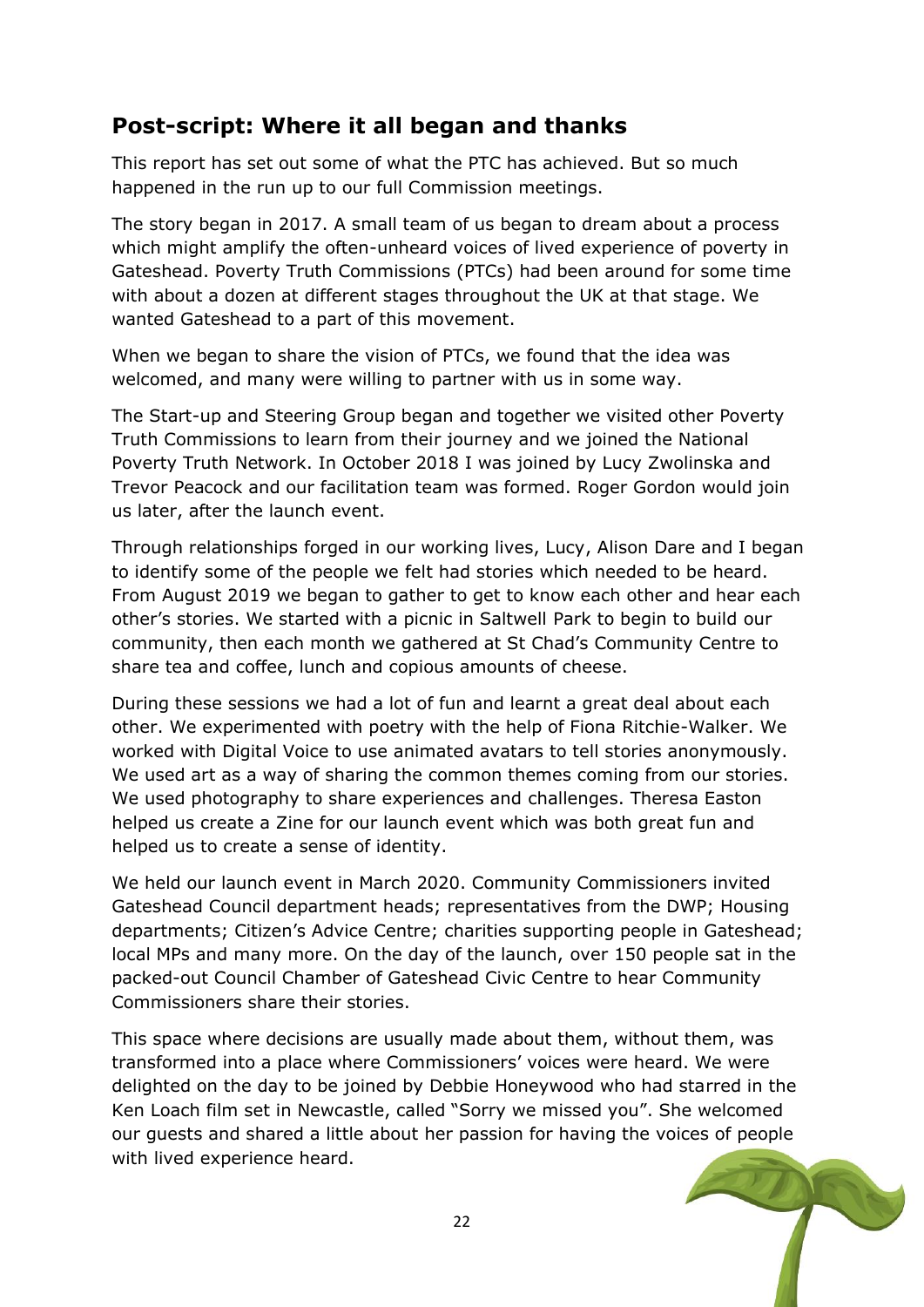## Post-script: Where it all began and thanks

This report has set out some of what the PTC has achieved. But so much happened in the run up to our full Commission meetings.

The story began in 2017. A small team of us began to dream about a process which might amplify the often-unheard voices of lived experience of poverty in Gateshead. Poverty Truth Commissions (PTCs) had been around for some time with about a dozen at different stages throughout the UK at that stage. We wanted Gateshead to a part of this movement.

When we began to share the vision of PTCs, we found that the idea was welcomed, and many were willing to partner with us in some way.

The Start-up and Steering Group began and together we visited other Poverty Truth Commissions to learn from their journey and we joined the National Poverty Truth Network. In October 2018 I was joined by Lucy Zwolinska and Trevor Peacock and our facilitation team was formed. Roger Gordon would join us later, after the launch event.

Through relationships forged in our working lives, Lucy, Alison Dare and I began to identify some of the people we felt had stories which needed to be heard. From August 2019 we began to gather to get to know each other and hear each other's stories. We started with a picnic in Saltwell Park to begin to build our community, then each month we gathered at St Chad's Community Centre to share tea and coffee, lunch and copious amounts of cheese.

During these sessions we had a lot of fun and learnt a great deal about each other. We experimented with poetry with the help of Fiona Ritchie-Walker. We worked with Digital Voice to use animated avatars to tell stories anonymously. We used art as a way of sharing the common themes coming from our stories. We used photography to share experiences and challenges. Theresa Easton helped us create a Zine for our launch event which was both great fun and helped us to create a sense of identity.

We held our launch event in March 2020. Community Commissioners invited Gateshead Council department heads; representatives from the DWP; Housing departments; Citizen's Advice Centre; charities supporting people in Gateshead; local MPs and many more. On the day of the launch, over 150 people sat in the packed-out Council Chamber of Gateshead Civic Centre to hear Community Commissioners share their stories.

This space where decisions are usually made about them, without them, was transformed into a place where Commissioners' voices were heard. We were delighted on the day to be joined by Debbie Honeywood who had starred in the Ken Loach film set in Newcastle, called "Sorry we missed you". She welcomed our guests and shared a little about her passion for having the voices of people with lived experience heard.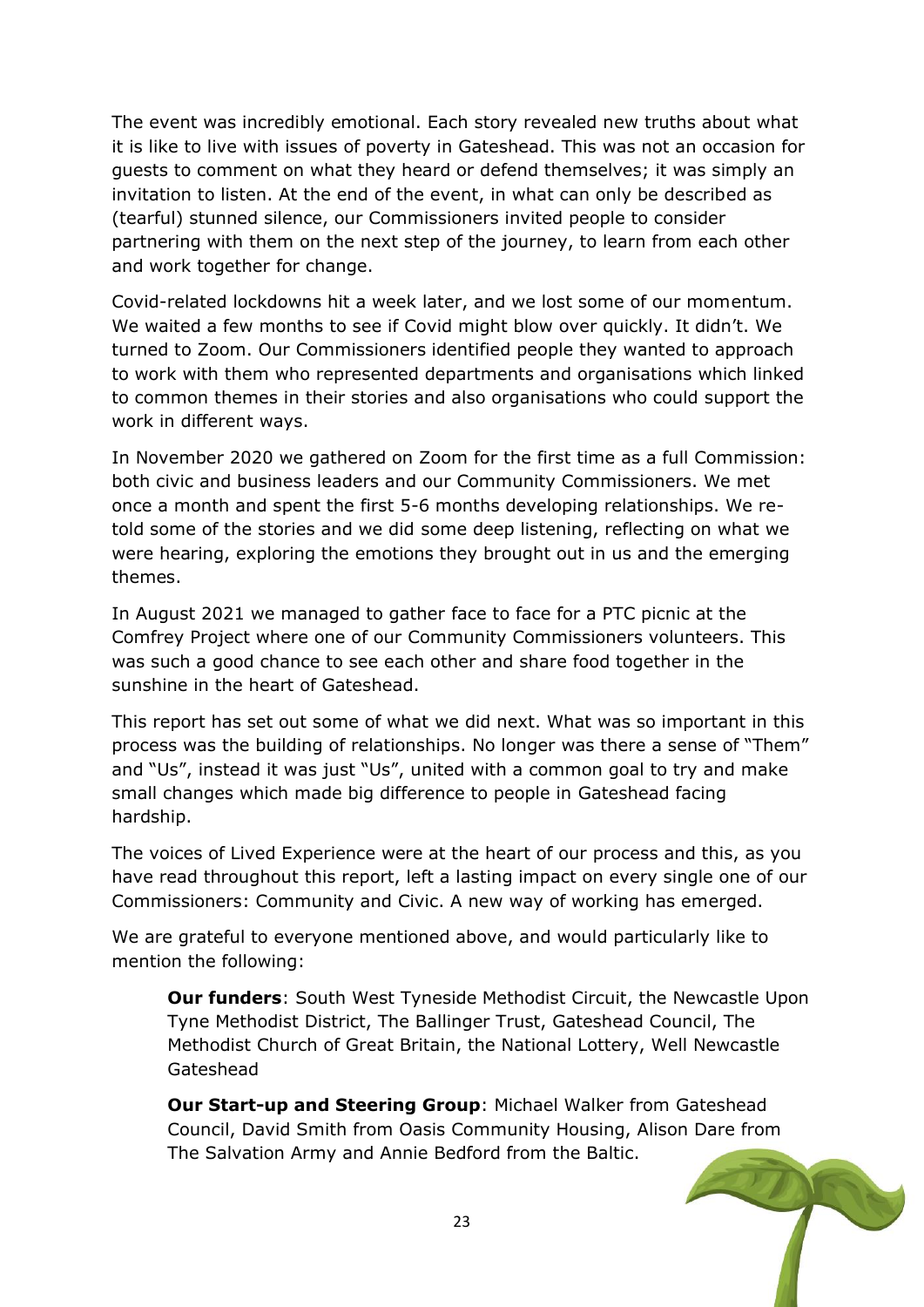The event was incredibly emotional. Each story revealed new truths about what it is like to live with issues of poverty in Gateshead. This was not an occasion for guests to comment on what they heard or defend themselves; it was simply an invitation to listen. At the end of the event, in what can only be described as (tearful) stunned silence, our Commissioners invited people to consider partnering with them on the next step of the journey, to learn from each other and work together for change.

Covid-related lockdowns hit a week later, and we lost some of our momentum. We waited a few months to see if Covid might blow over quickly. It didn't. We turned to Zoom. Our Commissioners identified people they wanted to approach to work with them who represented departments and organisations which linked to common themes in their stories and also organisations who could support the work in different ways.

In November 2020 we gathered on Zoom for the first time as a full Commission: both civic and business leaders and our Community Commissioners. We met once a month and spent the first 5-6 months developing relationships. We re-told some of the stories and we did some deep listening, reflecting on what we were hearing, exploring the emotions they brought out in us and the emerging themes.

In August 2021 we managed to gather face to face for a PTC picnic at the Comfrey Project where one of our Community Commissioners volunteers. This was such a good chance to see each other and share food together in the sunshine in the heart of Gateshead.

This report has set out some of what we did next. What was so important in this process was the building of relationships. No longer was there a sense of "Them" and "Us", instead it was just "Us", united with a common goal to try and make small changes which made big difference to people in Gateshead facing hardship.

The voices of Lived Experience were at the heart of our process and this, as you have read throughout this report, left a lasting impact on every single one of our Commissioners: Community and Civic. A new way of working has emerged.

We are grateful to everyone mentioned above, and would particularly like to mention the following:

> **Our funders**: South West Tyneside Methodist Circuit, the Newcastle Upon Tyne Methodist District, The Ballinger Trust, Gateshead Council, The Methodist Church of Great Britain, the National Lottery, Well Newcastle Gateshead
>
> **Our Start-up and Steering Group**: Michael Walker from Gateshead Council, David Smith from Oasis Community Housing, Alison Dare from The Salvation Army and Annie Bedford from the Baltic.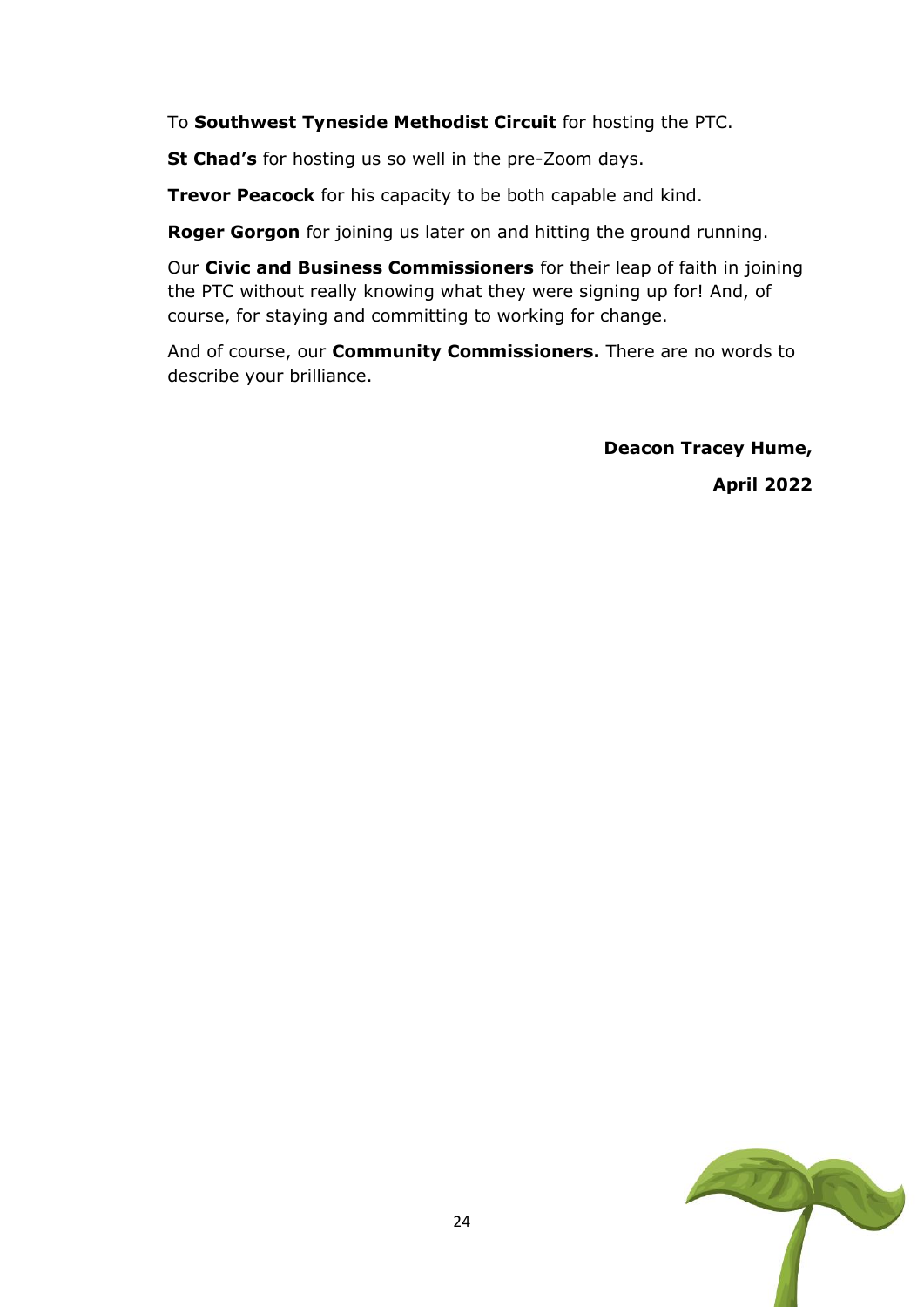To **Southwest Tyneside Methodist Circuit** for hosting the PTC.

**St Chad's** for hosting us so well in the pre-Zoom days.

**Trevor Peacock** for his capacity to be both capable and kind.

**Roger Gorgon** for joining us later on and hitting the ground running.

Our **Civic and Business Commissioners** for their leap of faith in joining the PTC without really knowing what they were signing up for! And, of course, for staying and committing to working for change.

And of course, our **Community Commissioners.** There are no words to describe your brilliance.

**Deacon Tracey Hume,**

**April 2022**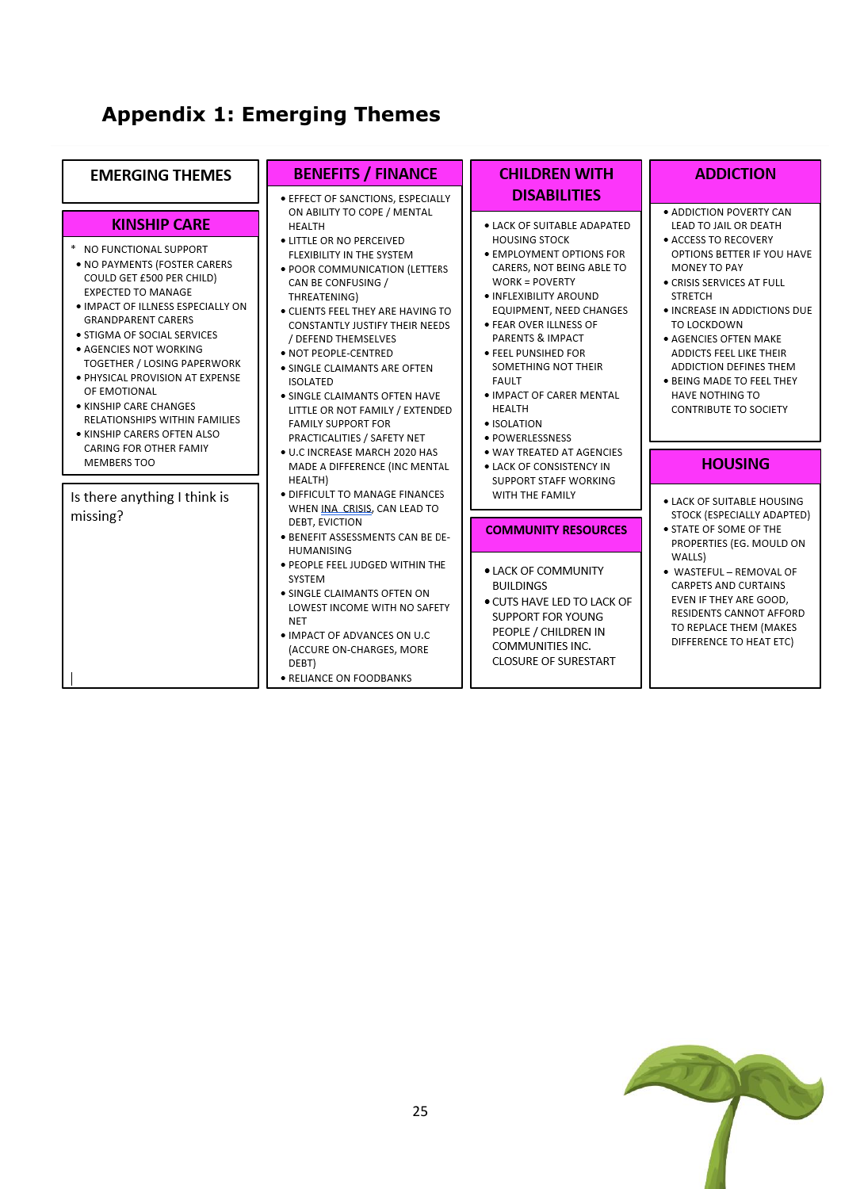# Appendix 1: Emerging Themes

## EMERGING THEMES

### KINSHIP CARE

- NO FUNCTIONAL SUPPORT
- NO PAYMENTS (FOSTER CARERS COULD GET £500 PER CHILD) EXPECTED TO MANAGE
- IMPACT OF ILLNESS ESPECIALLY ON GRANDPARENT CARERS
- STIGMA OF SOCIAL SERVICES
- AGENCIES NOT WORKING TOGETHER / LOSING PAPERWORK
- PHYSICAL PROVISION AT EXPENSE OF EMOTIONAL
- KINSHIP CARE CHANGES RELATIONSHIPS WITHIN FAMILIES
- KINSHIP CARERS OFTEN ALSO CARING FOR OTHER FAMIY MEMBERS TOO

Is there anything I think is missing?

### BENEFITS / FINANCE

- EFFECT OF SANCTIONS, ESPECIALLY ON ABILITY TO COPE / MENTAL HEALTH
- LITTLE OR NO PERCEIVED FLEXIBILITY IN THE SYSTEM
- POOR COMMUNICATION (LETTERS CAN BE CONFUSING / THREATENING)
- CLIENTS FEEL THEY ARE HAVING TO CONSTANTLY JUSTIFY THEIR NEEDS / DEFEND THEMSELVES
- NOT PEOPLE-CENTRED
- SINGLE CLAIMANTS ARE OFTEN ISOLATED
- SINGLE CLAIMANTS OFTEN HAVE LITTLE OR NOT FAMILY / EXTENDED FAMILY SUPPORT FOR PRACTICALITIES / SAFETY NET
- U.C INCREASE MARCH 2020 HAS MADE A DIFFERENCE (INC MENTAL HEALTH)
- DIFFICULT TO MANAGE FINANCES WHEN INA CRISIS, CAN LEAD TO DEBT, EVICTION
- BENEFIT ASSESSMENTS CAN BE DE-HUMANISING
- PEOPLE FEEL JUDGED WITHIN THE SYSTEM
- SINGLE CLAIMANTS OFTEN ON LOWEST INCOME WITH NO SAFETY NET
- IMPACT OF ADVANCES ON U.C (ACCURE ON-CHARGES, MORE DEBT)
- RELIANCE ON FOODBANKS

### CHILDREN WITH DISABILITIES

- LACK OF SUITABLE ADAPATED HOUSING STOCK
- EMPLOYMENT OPTIONS FOR CARERS, NOT BEING ABLE TO WORK = POVERTY
- INFLEXIBILITY AROUND EQUIPMENT, NEED CHANGES
- FEAR OVER ILLNESS OF PARENTS & IMPACT
- FEEL PUNISHED FOR SOMETHING NOT THEIR FAULT
- IMPACT OF CARER MENTAL HEALTH
- ISOLATION
- POWERLESSNESS
- WAY TREATED AT AGENCIES
- LACK OF CONSISTENCY IN SUPPORT STAFF WORKING WITH THE FAMILY

### COMMUNITY RESOURCES

- LACK OF COMMUNITY BUILDINGS
- CUTS HAVE LED TO LACK OF SUPPORT FOR YOUNG PEOPLE / CHILDREN IN COMMUNITIES INC. CLOSURE OF SURESTART

### ADDICTION

- ADDICTION POVERTY CAN LEAD TO JAIL OR DEATH
- ACCESS TO RECOVERY OPTIONS BETTER IF YOU HAVE MONEY TO PAY
- CRISIS SERVICES AT FULL STRETCH
- INCREASE IN ADDICTIONS DUE TO LOCKDOWN
- AGENCIES OFTEN MAKE ADDICTS FEEL LIKE THEIR ADDICTION DEFINES THEM
- BEING MADE TO FEEL THEY HAVE NOTHING TO CONTRIBUTE TO SOCIETY

### HOUSING

- LACK OF SUITABLE HOUSING STOCK (ESPECIALLY ADAPTED)
- STATE OF SOME OF THE PROPERTIES (EG. MOULD ON WALLS)
- WASTEFUL – REMOVAL OF CARPETS AND CURTAINS EVEN IF THEY ARE GOOD, RESIDENTS CANNOT AFFORD TO REPLACE THEM (MAKES DIFFERENCE TO HEAT ETC)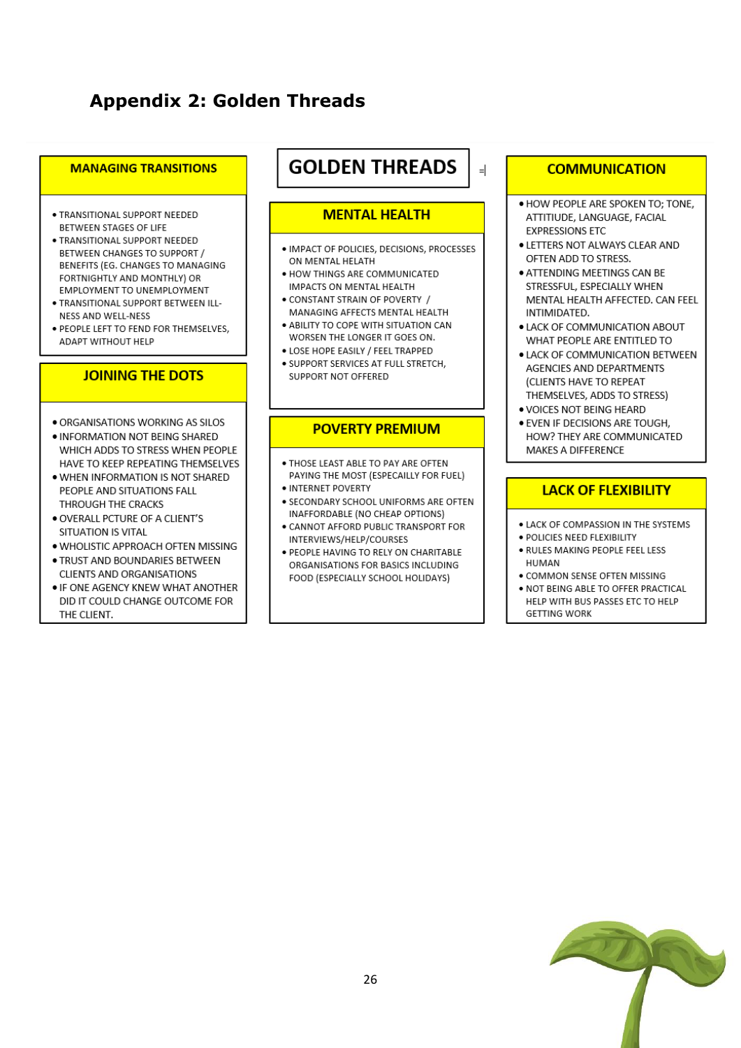## Appendix 2: Golden Threads

# GOLDEN THREADS

### MANAGING TRANSITIONS

- TRANSITIONAL SUPPORT NEEDED BETWEEN STAGES OF LIFE
- TRANSITIONAL SUPPORT NEEDED BETWEEN CHANGES TO SUPPORT / BENEFITS (EG. CHANGES TO MANAGING FORTNIGHTLY AND MONTHLY) OR EMPLOYMENT TO UNEMPLOYMENT
- TRANSITIONAL SUPPORT BETWEEN ILL-NESS AND WELL-NESS
- PEOPLE LEFT TO FEND FOR THEMSELVES, ADAPT WITHOUT HELP

### JOINING THE DOTS

- ORGANISATIONS WORKING AS SILOS
- INFORMATION NOT BEING SHARED WHICH ADDS TO STRESS WHEN PEOPLE HAVE TO KEEP REPEATING THEMSELVES
- WHEN INFORMATION IS NOT SHARED PEOPLE AND SITUATIONS FALL THROUGH THE CRACKS
- OVERALL PCTURE OF A CLIENT'S SITUATION IS VITAL
- WHOLISTIC APPROACH OFTEN MISSING
- TRUST AND BOUNDARIES BETWEEN CLIENTS AND ORGANISATIONS
- IF ONE AGENCY KNEW WHAT ANOTHER DID IT COULD CHANGE OUTCOME FOR THE CLIENT.

### MENTAL HEALTH

- IMPACT OF POLICIES, DECISIONS, PROCESSES ON MENTAL HEALTH
- HOW THINGS ARE COMMUNICATED IMPACTS ON MENTAL HEALTH
- CONSTANT STRAIN OF POVERTY / MANAGING AFFECTS MENTAL HEALTH
- ABILITY TO COPE WITH SITUATION CAN WORSEN THE LONGER IT GOES ON.
- LOSE HOPE EASILY / FEEL TRAPPED
- SUPPORT SERVICES AT FULL STRETCH, SUPPORT NOT OFFERED

### POVERTY PREMIUM

- THOSE LEAST ABLE TO PAY ARE OFTEN PAYING THE MOST (ESPECAILLY FOR FUEL)
- INTERNET POVERTY
- SECONDARY SCHOOL UNIFORMS ARE OFTEN INAFFORDABLE (NO CHEAP OPTIONS)
- CANNOT AFFORD PUBLIC TRANSPORT FOR INTERVIEWS/HELP/COURSES
- PEOPLE HAVING TO RELY ON CHARITABLE ORGANISATIONS FOR BASICS INCLUDING FOOD (ESPECIALLY SCHOOL HOLIDAYS)

### COMMUNICATION

- HOW PEOPLE ARE SPOKEN TO; TONE, ATTITUDE, LANGUAGE, FACIAL EXPRESSIONS ETC
- LETTERS NOT ALWAYS CLEAR AND OFTEN ADD TO STRESS.
- ATTENDING MEETINGS CAN BE STRESSFUL, ESPECIALLY WHEN MENTAL HEALTH AFFECTED. CAN FEEL INTIMIDATED.
- LACK OF COMMUNICATION ABOUT WHAT PEOPLE ARE ENTITLED TO
- LACK OF COMMUNICATION BETWEEN AGENCIES AND DEPARTMENTS (CLIENTS HAVE TO REPEAT THEMSELVES, ADDS TO STRESS)
- VOICES NOT BEING HEARD
- EVEN IF DECISIONS ARE TOUGH, HOW? THEY ARE COMMUNICATED MAKES A DIFFERENCE

### LACK OF FLEXIBILITY

- LACK OF COMPASSION IN THE SYSTEMS
- POLICIES NEED FLEXIBILITY
- RULES MAKING PEOPLE FEEL LESS HUMAN
- COMMON SENSE OFTEN MISSING
- NOT BEING ABLE TO OFFER PRACTICAL HELP WITH BUS PASSES ETC TO HELP GETTING WORK